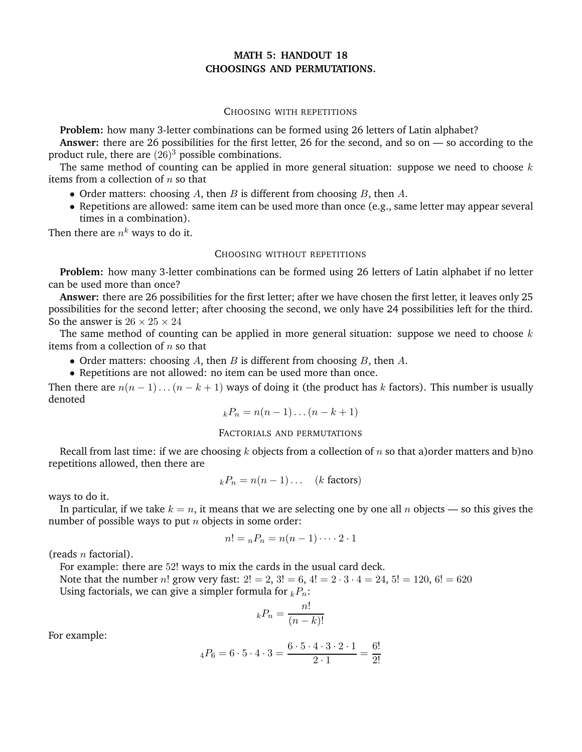# MATH 5: HANDOUT 18
# CHOOSINGS AND PERMUTATIONS.

## Choosing with repetitions

**Problem:** how many 3-letter combinations can be formed using 26 letters of Latin alphabet?

**Answer:** there are 26 possibilities for the first letter, 26 for the second, and so on — so according to the product rule, there are $(26)^3$ possible combinations.

The same method of counting can be applied in more general situation: suppose we need to choose $k$ items from a collection of $n$ so that

- Order matters: choosing $A$, then $B$ is different from choosing $B$, then $A$.
- Repetitions are allowed: same item can be used more than once (e.g., same letter may appear several times in a combination).

Then there are $n^k$ ways to do it.

## Choosing without repetitions

**Problem:** how many 3-letter combinations can be formed using 26 letters of Latin alphabet if no letter can be used more than once?

**Answer:** there are 26 possibilities for the first letter; after we have chosen the first letter, it leaves only 25 possibilities for the second letter; after choosing the second, we only have 24 possibilities left for the third. So the answer is $26 \times 25 \times 24$

The same method of counting can be applied in more general situation: suppose we need to choose $k$ items from a collection of $n$ so that

- Order matters: choosing $A$, then $B$ is different from choosing $B$, then $A$.
- Repetitions are not allowed: no item can be used more than once.

Then there are $n(n-1)\dots(n-k+1)$ ways of doing it (the product has $k$ factors). This number is usually denoted

$$_kP_n = n(n-1)\dots(n-k+1)$$

## Factorials and permutations

Recall from last time: if we are choosing $k$ objects from a collection of $n$ so that a)order matters and b)no repetitions allowed, then there are

$$_kP_n = n(n-1)\dots \quad (k \text{ factors})$$

ways to do it.

In particular, if we take $k = n$, it means that we are selecting one by one all $n$ objects — so this gives the number of possible ways to put $n$ objects in some order:

$$n! = {_nP_n} = n(n-1)\cdot\dots\cdot 2\cdot 1$$

(reads $n$ factorial).

For example: there are $52!$ ways to mix the cards in the usual card deck.

Note that the number $n!$ grow very fast: $2! = 2$, $3! = 6$, $4! = 2\cdot 3\cdot 4 = 24$, $5! = 120$, $6! = 620$

Using factorials, we can give a simpler formula for $_kP_n$:

$$_kP_n = \frac{n!}{(n-k)!}$$

For example:

$$_4P_6 = 6\cdot 5\cdot 4\cdot 3 = \frac{6\cdot 5\cdot 4\cdot 3\cdot 2\cdot 1}{2\cdot 1} = \frac{6!}{2!}$$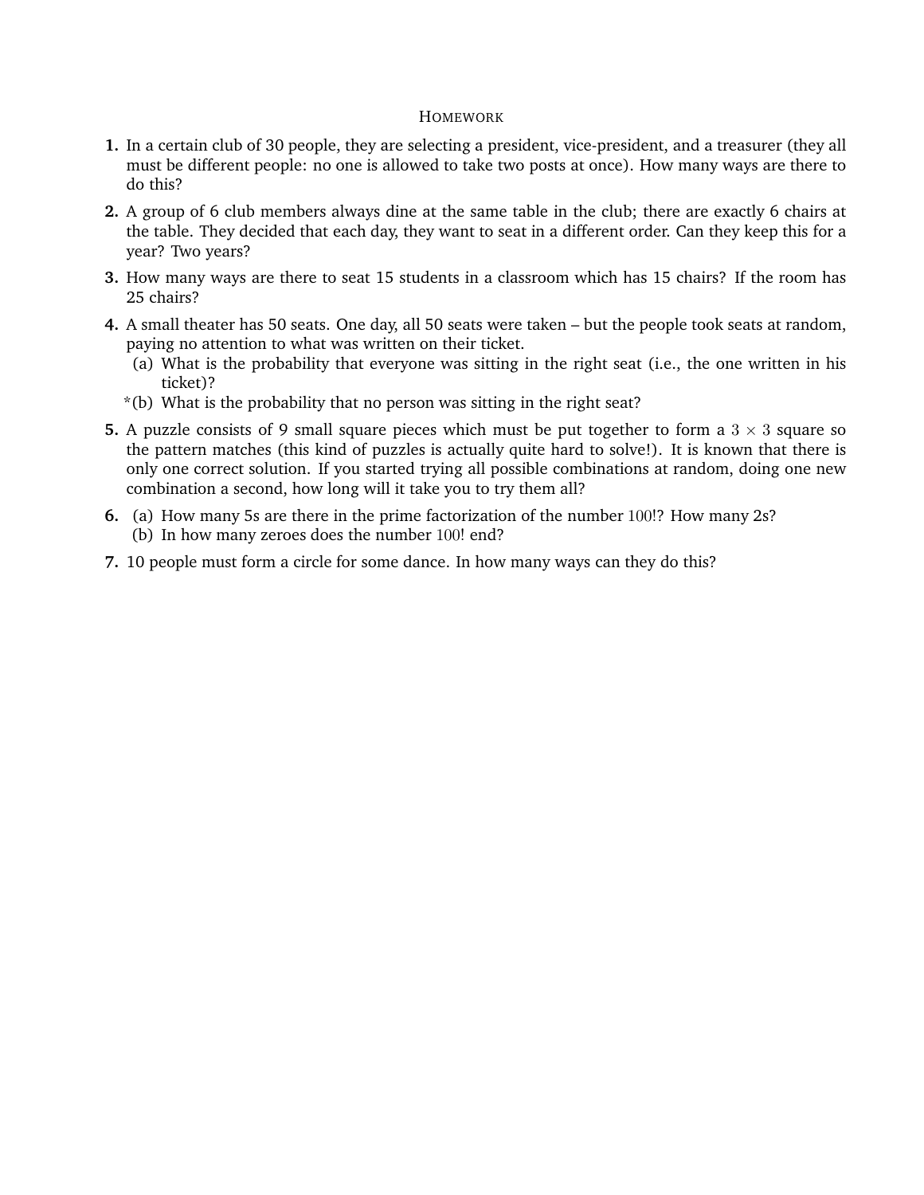## Homework

**1.** In a certain club of 30 people, they are selecting a president, vice-president, and a treasurer (they all must be different people: no one is allowed to take two posts at once). How many ways are there to do this?

**2.** A group of 6 club members always dine at the same table in the club; there are exactly 6 chairs at the table. They decided that each day, they want to seat in a different order. Can they keep this for a year? Two years?

**3.** How many ways are there to seat 15 students in a classroom which has 15 chairs? If the room has 25 chairs?

**4.** A small theater has 50 seats. One day, all 50 seats were taken – but the people took seats at random, paying no attention to what was written on their ticket.

(a) What is the probability that everyone was sitting in the right seat (i.e., the one written in his ticket)?

*(b) What is the probability that no person was sitting in the right seat?

**5.** A puzzle consists of 9 small square pieces which must be put together to form a $3 \times 3$ square so the pattern matches (this kind of puzzles is actually quite hard to solve!). It is known that there is only one correct solution. If you started trying all possible combinations at random, doing one new combination a second, how long will it take you to try them all?

**6.** (a) How many 5s are there in the prime factorization of the number $100!$? How many 2s?

(b) In how many zeroes does the number $100!$ end?

**7.** 10 people must form a circle for some dance. In how many ways can they do this?